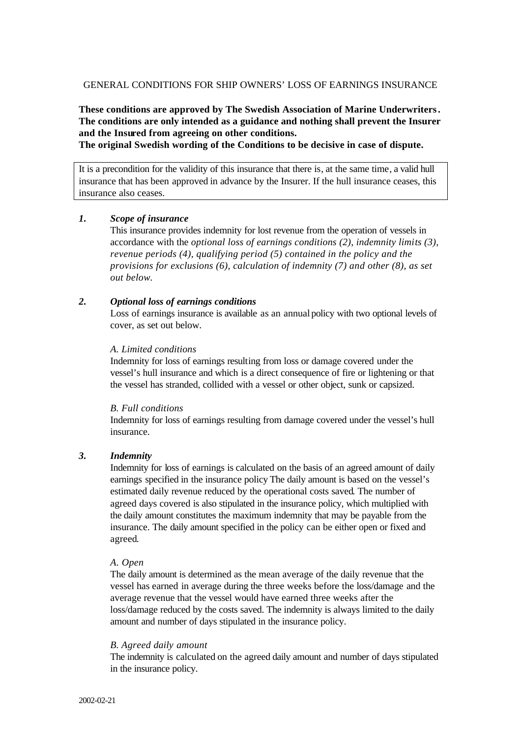GENERAL CONDITIONS FOR SHIP OWNERS' LOSS OF EARNINGS INSURANCE

**These conditions are approved by The Swedish Association of Marine Underwriters. The conditions are only intended as a guidance and nothing shall prevent the Insurer and the Insured from agreeing on other conditions.**
**The original Swedish wording of the Conditions to be decisive in case of dispute.**

It is a precondition for the validity of this insurance that there is, at the same time, a valid hull insurance that has been approved in advance by the Insurer. If the hull insurance ceases, this insurance also ceases.

## *1. Scope of insurance*

This insurance provides indemnity for lost revenue from the operation of vessels in accordance with the *optional loss of earnings conditions (2), indemnity limits (3), revenue periods (4), qualifying period (5) contained in the policy and the provisions for exclusions (6), calculation of indemnity (7) and other (8), as set out below.*

## *2. Optional loss of earnings conditions*

Loss of earnings insurance is available as an annual policy with two optional levels of cover, as set out below.

*A. Limited conditions*

Indemnity for loss of earnings resulting from loss or damage covered under the vessel's hull insurance and which is a direct consequence of fire or lightening or that the vessel has stranded, collided with a vessel or other object, sunk or capsized.

*B. Full conditions*

Indemnity for loss of earnings resulting from damage covered under the vessel's hull insurance.

## *3. Indemnity*

Indemnity for loss of earnings is calculated on the basis of an agreed amount of daily earnings specified in the insurance policy The daily amount is based on the vessel's estimated daily revenue reduced by the operational costs saved. The number of agreed days covered is also stipulated in the insurance policy, which multiplied with the daily amount constitutes the maximum indemnity that may be payable from the insurance. The daily amount specified in the policy can be either open or fixed and agreed.

*A. Open*

The daily amount is determined as the mean average of the daily revenue that the vessel has earned in average during the three weeks before the loss/damage and the average revenue that the vessel would have earned three weeks after the loss/damage reduced by the costs saved. The indemnity is always limited to the daily amount and number of days stipulated in the insurance policy.

*B. Agreed daily amount*

The indemnity is calculated on the agreed daily amount and number of days stipulated in the insurance policy.

2002-02-21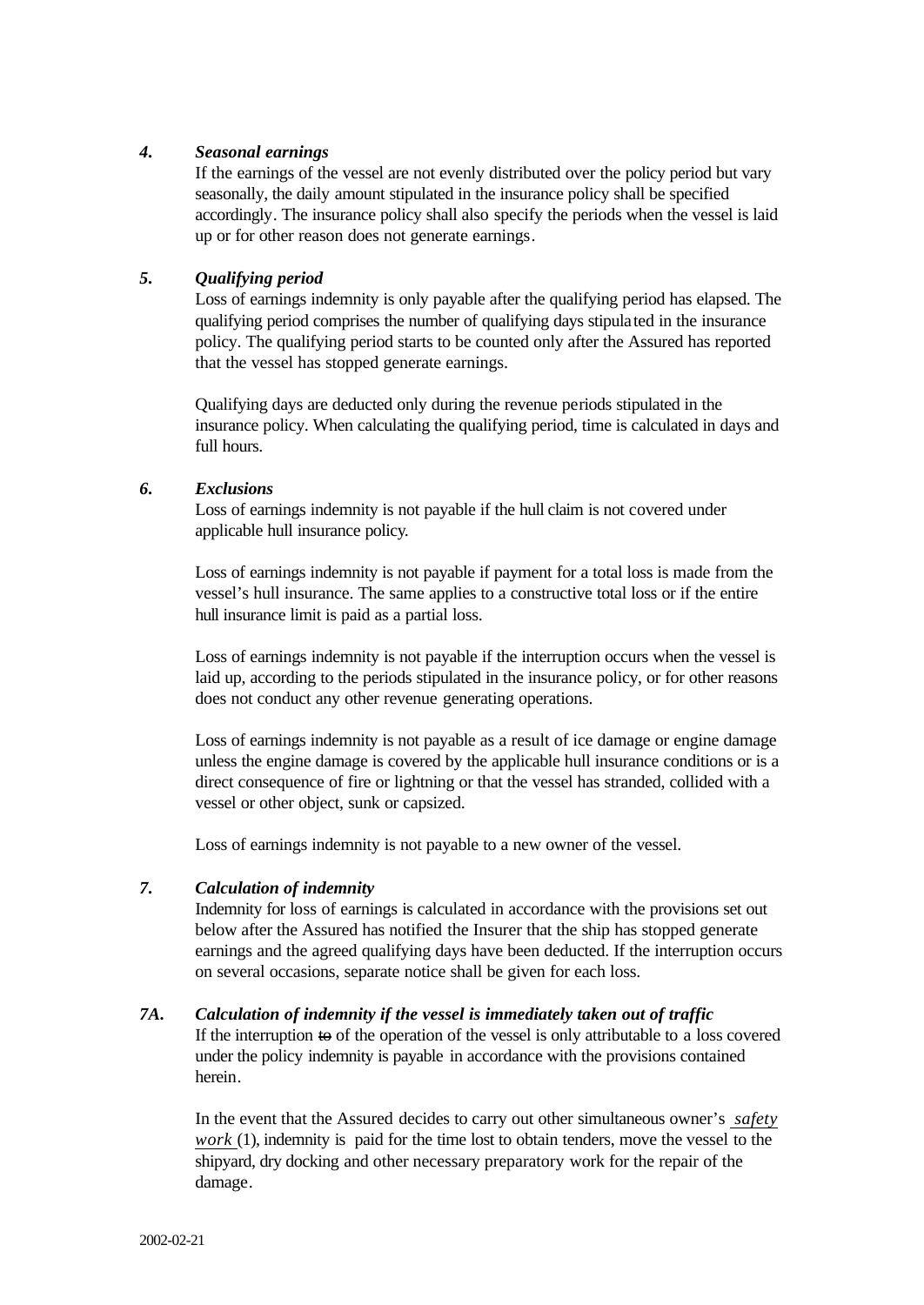### *4. Seasonal earnings*

If the earnings of the vessel are not evenly distributed over the policy period but vary seasonally, the daily amount stipulated in the insurance policy shall be specified accordingly. The insurance policy shall also specify the periods when the vessel is laid up or for other reason does not generate earnings.

### *5. Qualifying period*

Loss of earnings indemnity is only payable after the qualifying period has elapsed. The qualifying period comprises the number of qualifying days stipulated in the insurance policy. The qualifying period starts to be counted only after the Assured has reported that the vessel has stopped generate earnings.

Qualifying days are deducted only during the revenue periods stipulated in the insurance policy. When calculating the qualifying period, time is calculated in days and full hours.

### *6. Exclusions*

Loss of earnings indemnity is not payable if the hull claim is not covered under applicable hull insurance policy.

Loss of earnings indemnity is not payable if payment for a total loss is made from the vessel's hull insurance. The same applies to a constructive total loss or if the entire hull insurance limit is paid as a partial loss.

Loss of earnings indemnity is not payable if the interruption occurs when the vessel is laid up, according to the periods stipulated in the insurance policy, or for other reasons does not conduct any other revenue generating operations.

Loss of earnings indemnity is not payable as a result of ice damage or engine damage unless the engine damage is covered by the applicable hull insurance conditions or is a direct consequence of fire or lightning or that the vessel has stranded, collided with a vessel or other object, sunk or capsized.

Loss of earnings indemnity is not payable to a new owner of the vessel.

### *7. Calculation of indemnity*

Indemnity for loss of earnings is calculated in accordance with the provisions set out below after the Assured has notified the Insurer that the ship has stopped generate earnings and the agreed qualifying days have been deducted. If the interruption occurs on several occasions, separate notice shall be given for each loss.

### *7A. Calculation of indemnity if the vessel is immediately taken out of traffic*

If the interruption ~~to~~ of the operation of the vessel is only attributable to a loss covered under the policy indemnity is payable in accordance with the provisions contained herein.

In the event that the Assured decides to carry out other simultaneous owner's *safety work* (1), indemnity is paid for the time lost to obtain tenders, move the vessel to the shipyard, dry docking and other necessary preparatory work for the repair of the damage.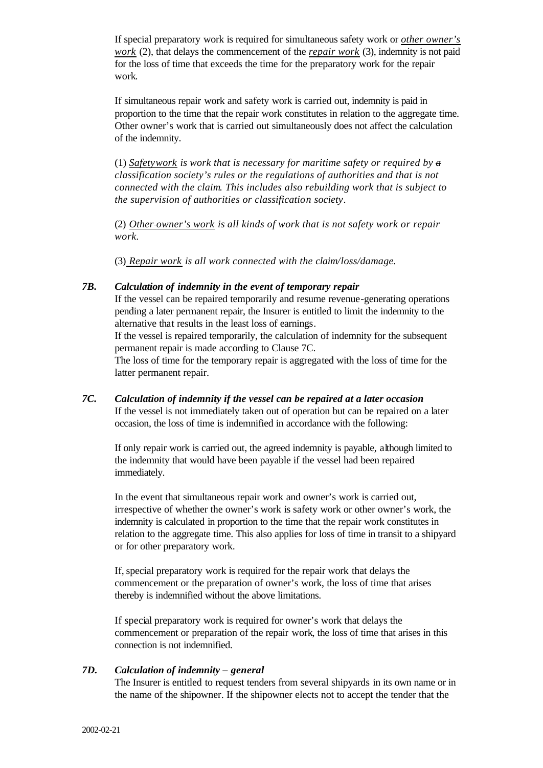If special preparatory work is required for simultaneous safety work or *other owner's work* (2), that delays the commencement of the *repair work* (3), indemnity is not paid for the loss of time that exceeds the time for the preparatory work for the repair work.

If simultaneous repair work and safety work is carried out, indemnity is paid in proportion to the time that the repair work constitutes in relation to the aggregate time. Other owner's work that is carried out simultaneously does not affect the calculation of the indemnity.

(1) *Safetywork is work that is necessary for maritime safety or required by a classification society's rules or the regulations of authorities and that is not connected with the claim. This includes also rebuilding work that is subject to the supervision of authorities or classification society.*

(2) *Other-owner's work is all kinds of work that is not safety work or repair work.*

(3) *Repair work is all work connected with the claim/loss/damage.*

### *7B. Calculation of indemnity in the event of temporary repair*

If the vessel can be repaired temporarily and resume revenue-generating operations pending a later permanent repair, the Insurer is entitled to limit the indemnity to the alternative that results in the least loss of earnings.
If the vessel is repaired temporarily, the calculation of indemnity for the subsequent permanent repair is made according to Clause 7C.
The loss of time for the temporary repair is aggregated with the loss of time for the latter permanent repair.

### *7C. Calculation of indemnity if the vessel can be repaired at a later occasion*

If the vessel is not immediately taken out of operation but can be repaired on a later occasion, the loss of time is indemnified in accordance with the following:

If only repair work is carried out, the agreed indemnity is payable, although limited to the indemnity that would have been payable if the vessel had been repaired immediately.

In the event that simultaneous repair work and owner's work is carried out, irrespective of whether the owner's work is safety work or other owner's work, the indemnity is calculated in proportion to the time that the repair work constitutes in relation to the aggregate time. This also applies for loss of time in transit to a shipyard or for other preparatory work.

If, special preparatory work is required for the repair work that delays the commencement or the preparation of owner's work, the loss of time that arises thereby is indemnified without the above limitations.

If special preparatory work is required for owner's work that delays the commencement or preparation of the repair work, the loss of time that arises in this connection is not indemnified.

### *7D. Calculation of indemnity – general*

The Insurer is entitled to request tenders from several shipyards in its own name or in the name of the shipowner. If the shipowner elects not to accept the tender that the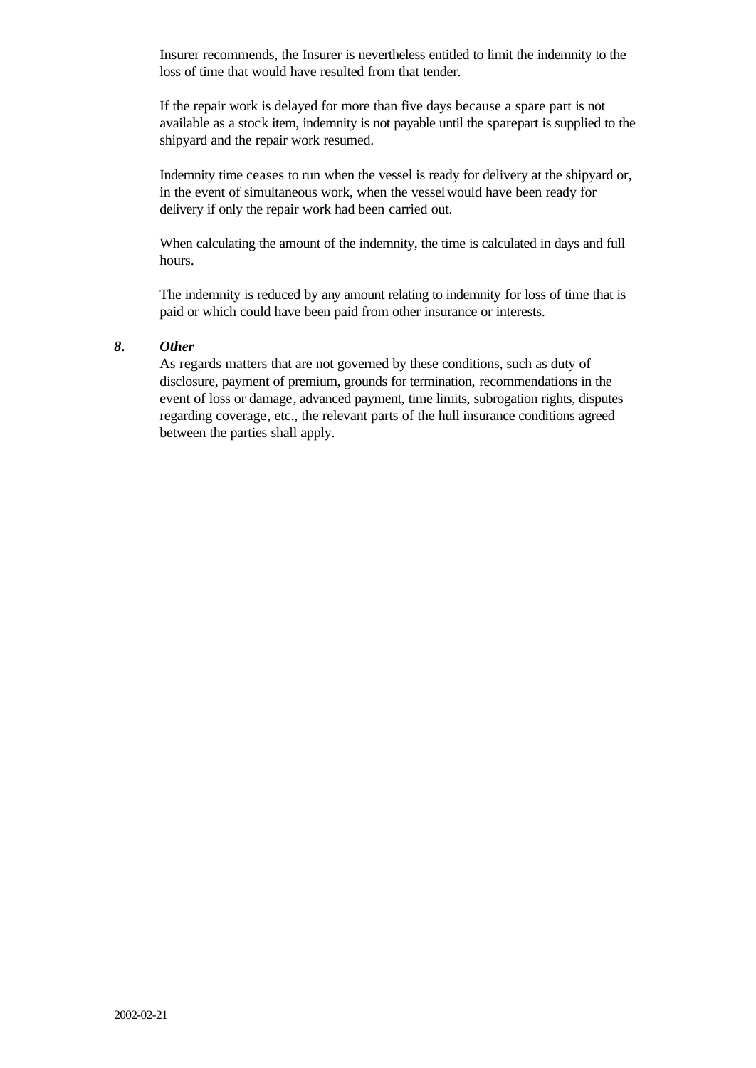Insurer recommends, the Insurer is nevertheless entitled to limit the indemnity to the loss of time that would have resulted from that tender.

If the repair work is delayed for more than five days because a spare part is not available as a stock item, indemnity is not payable until the sparepart is supplied to the shipyard and the repair work resumed.

Indemnity time ceases to run when the vessel is ready for delivery at the shipyard or, in the event of simultaneous work, when the vessel would have been ready for delivery if only the repair work had been carried out.

When calculating the amount of the indemnity, the time is calculated in days and full hours.

The indemnity is reduced by any amount relating to indemnity for loss of time that is paid or which could have been paid from other insurance or interests.

### *8. Other*

As regards matters that are not governed by these conditions, such as duty of disclosure, payment of premium, grounds for termination, recommendations in the event of loss or damage, advanced payment, time limits, subrogation rights, disputes regarding coverage, etc., the relevant parts of the hull insurance conditions agreed between the parties shall apply.

2002-02-21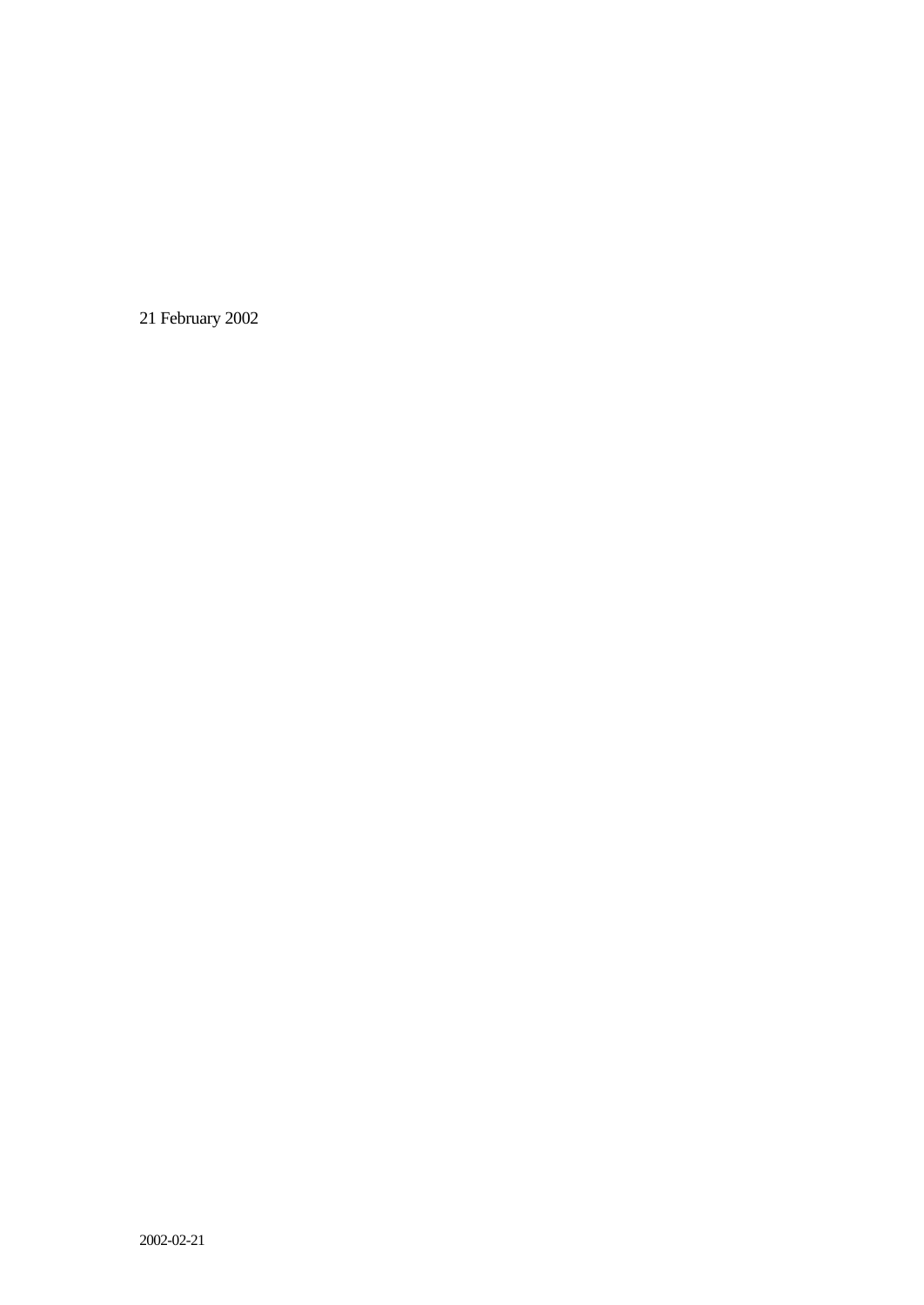21 February 2002